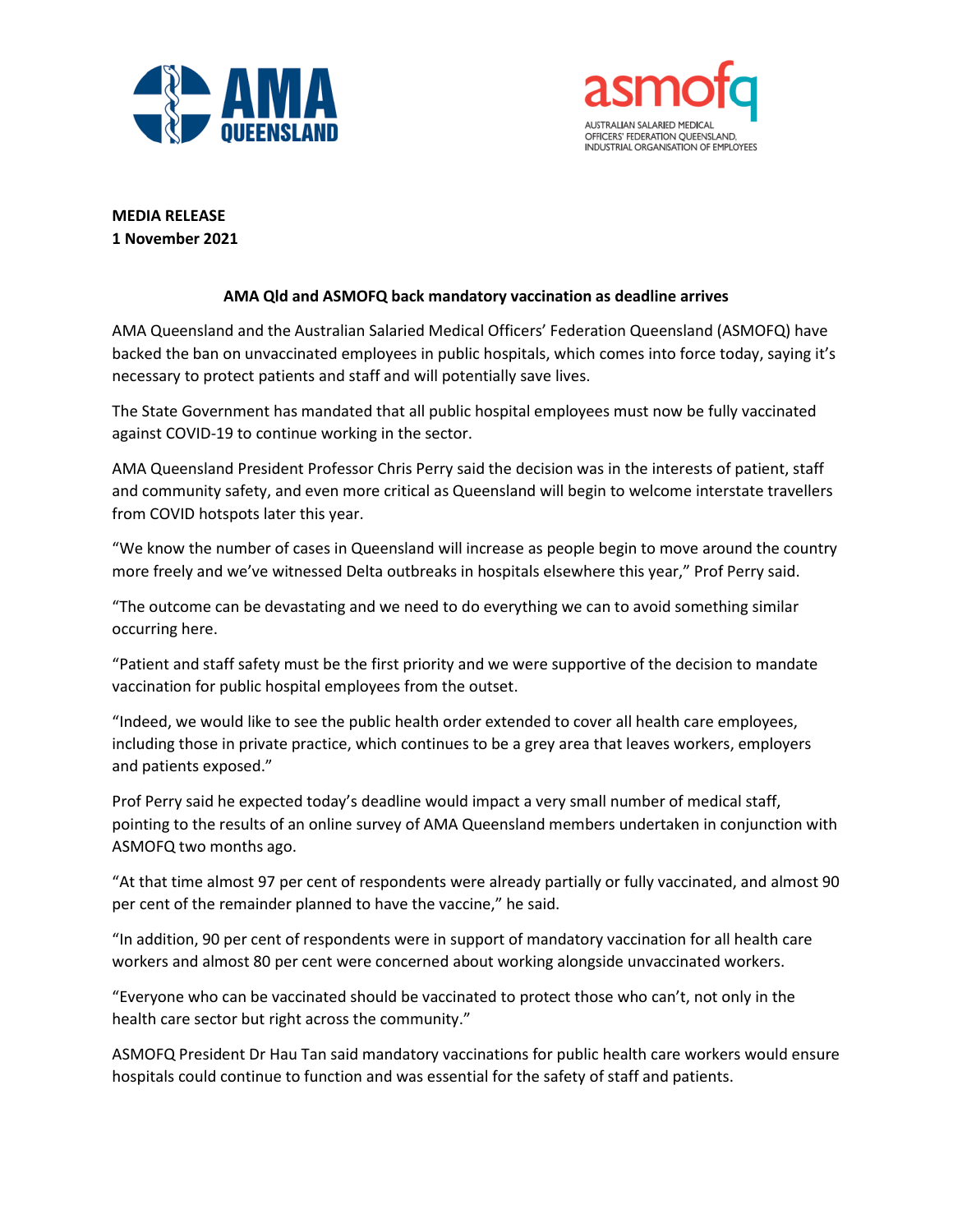**MEDIA RELEASE**
**1 November 2021**

## AMA Qld and ASMOFQ back mandatory vaccination as deadline arrives

AMA Queensland and the Australian Salaried Medical Officers' Federation Queensland (ASMOFQ) have backed the ban on unvaccinated employees in public hospitals, which comes into force today, saying it's necessary to protect patients and staff and will potentially save lives.

The State Government has mandated that all public hospital employees must now be fully vaccinated against COVID-19 to continue working in the sector.

AMA Queensland President Professor Chris Perry said the decision was in the interests of patient, staff and community safety, and even more critical as Queensland will begin to welcome interstate travellers from COVID hotspots later this year.

"We know the number of cases in Queensland will increase as people begin to move around the country more freely and we've witnessed Delta outbreaks in hospitals elsewhere this year," Prof Perry said.

"The outcome can be devastating and we need to do everything we can to avoid something similar occurring here.

"Patient and staff safety must be the first priority and we were supportive of the decision to mandate vaccination for public hospital employees from the outset.

"Indeed, we would like to see the public health order extended to cover all health care employees, including those in private practice, which continues to be a grey area that leaves workers, employers and patients exposed."

Prof Perry said he expected today's deadline would impact a very small number of medical staff, pointing to the results of an online survey of AMA Queensland members undertaken in conjunction with ASMOFQ two months ago.

"At that time almost 97 per cent of respondents were already partially or fully vaccinated, and almost 90 per cent of the remainder planned to have the vaccine," he said.

"In addition, 90 per cent of respondents were in support of mandatory vaccination for all health care workers and almost 80 per cent were concerned about working alongside unvaccinated workers.

"Everyone who can be vaccinated should be vaccinated to protect those who can't, not only in the health care sector but right across the community."

ASMOFQ President Dr Hau Tan said mandatory vaccinations for public health care workers would ensure hospitals could continue to function and was essential for the safety of staff and patients.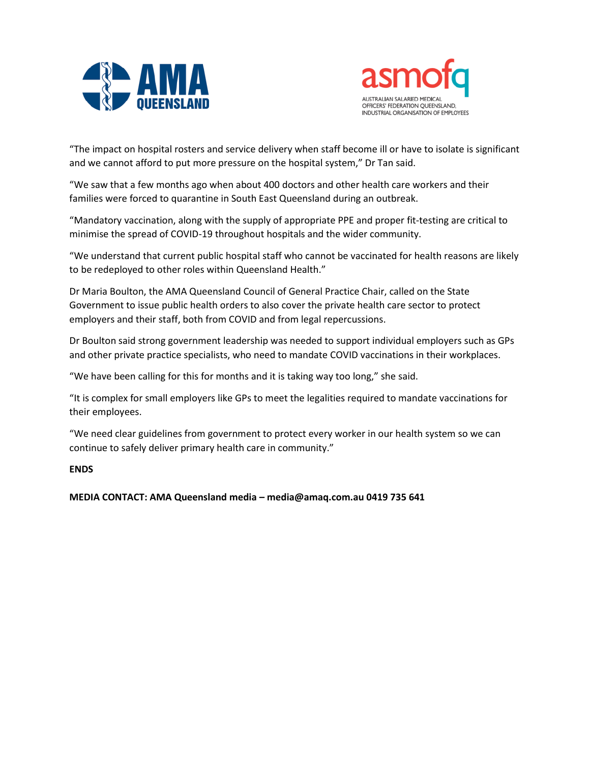"The impact on hospital rosters and service delivery when staff become ill or have to isolate is significant and we cannot afford to put more pressure on the hospital system," Dr Tan said.

"We saw that a few months ago when about 400 doctors and other health care workers and their families were forced to quarantine in South East Queensland during an outbreak.

"Mandatory vaccination, along with the supply of appropriate PPE and proper fit-testing are critical to minimise the spread of COVID-19 throughout hospitals and the wider community.

"We understand that current public hospital staff who cannot be vaccinated for health reasons are likely to be redeployed to other roles within Queensland Health."

Dr Maria Boulton, the AMA Queensland Council of General Practice Chair, called on the State Government to issue public health orders to also cover the private health care sector to protect employers and their staff, both from COVID and from legal repercussions.

Dr Boulton said strong government leadership was needed to support individual employers such as GPs and other private practice specialists, who need to mandate COVID vaccinations in their workplaces.

"We have been calling for this for months and it is taking way too long," she said.

"It is complex for small employers like GPs to meet the legalities required to mandate vaccinations for their employees.

"We need clear guidelines from government to protect every worker in our health system so we can continue to safely deliver primary health care in community."

**ENDS**

**MEDIA CONTACT: AMA Queensland media – media@amaq.com.au 0419 735 641**